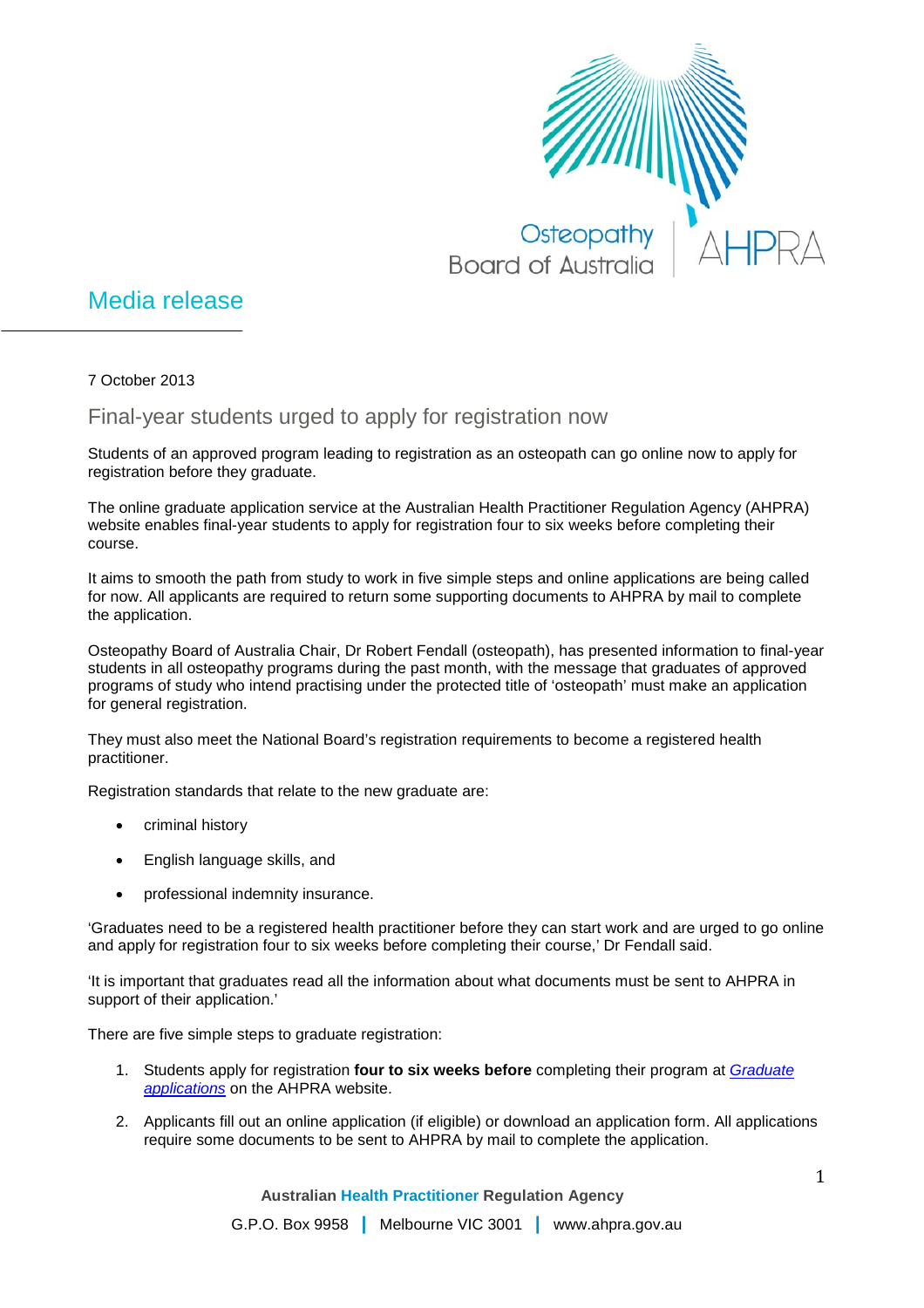Osteopathy Board of Australia | AHPRA

# Media release

7 October 2013

## Final-year students urged to apply for registration now

Students of an approved program leading to registration as an osteopath can go online now to apply for registration before they graduate.

The online graduate application service at the Australian Health Practitioner Regulation Agency (AHPRA) website enables final-year students to apply for registration four to six weeks before completing their course.

It aims to smooth the path from study to work in five simple steps and online applications are being called for now. All applicants are required to return some supporting documents to AHPRA by mail to complete the application.

Osteopathy Board of Australia Chair, Dr Robert Fendall (osteopath), has presented information to final-year students in all osteopathy programs during the past month, with the message that graduates of approved programs of study who intend practising under the protected title of 'osteopath' must make an application for general registration.

They must also meet the National Board's registration requirements to become a registered health practitioner.

Registration standards that relate to the new graduate are:

- criminal history
- English language skills, and
- professional indemnity insurance.

'Graduates need to be a registered health practitioner before they can start work and are urged to go online and apply for registration four to six weeks before completing their course,' Dr Fendall said.

'It is important that graduates read all the information about what documents must be sent to AHPRA in support of their application.'

There are five simple steps to graduate registration:

1. Students apply for registration **four to six weeks before** completing their program at *Graduate applications* on the AHPRA website.
2. Applicants fill out an online application (if eligible) or download an application form. All applications require some documents to be sent to AHPRA by mail to complete the application.

Australian Health Practitioner Regulation Agency

G.P.O. Box 9958 | Melbourne VIC 3001 | www.ahpra.gov.au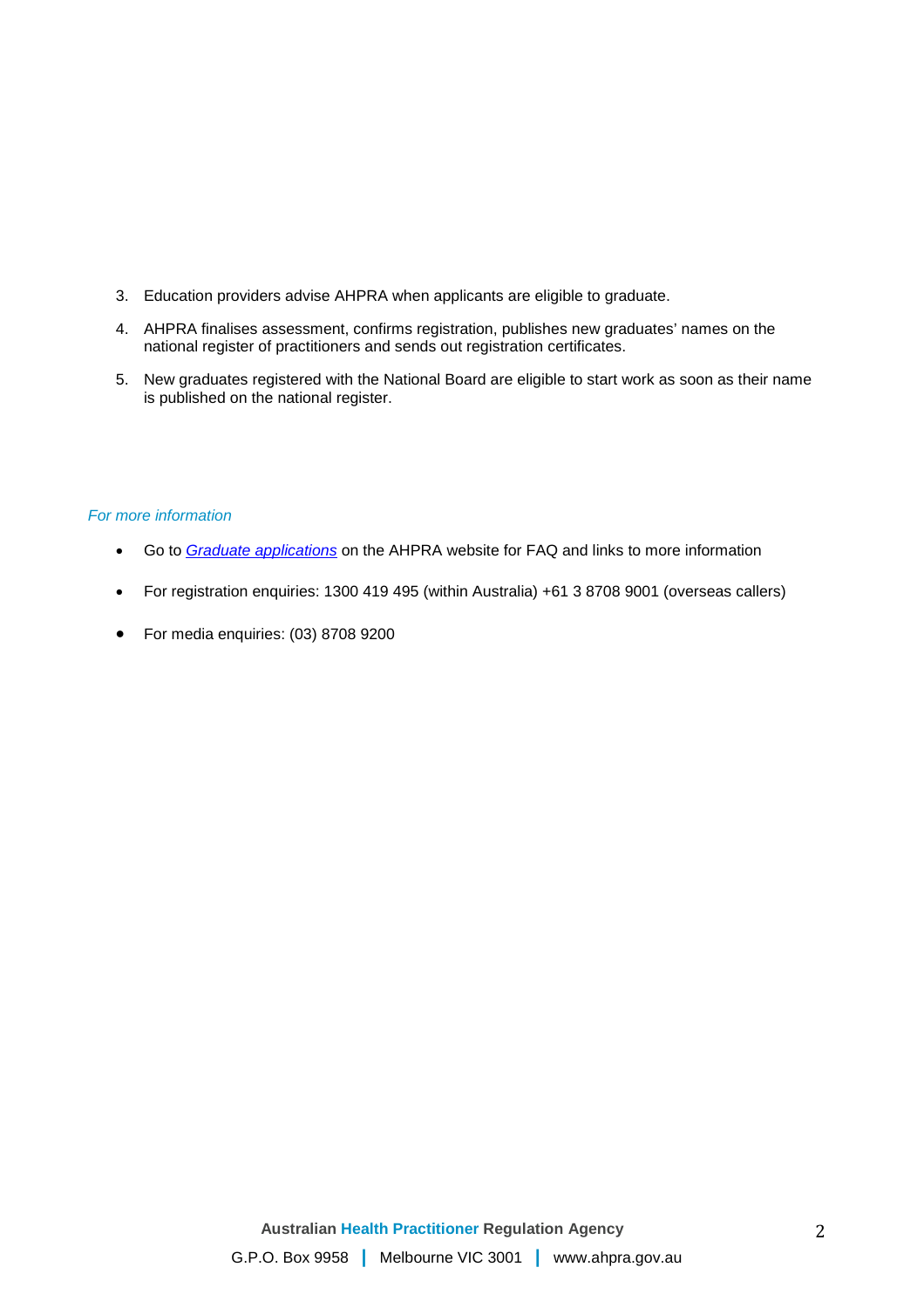3. Education providers advise AHPRA when applicants are eligible to graduate.
4. AHPRA finalises assessment, confirms registration, publishes new graduates' names on the national register of practitioners and sends out registration certificates.
5. New graduates registered with the National Board are eligible to start work as soon as their name is published on the national register.

*For more information*

- Go to *Graduate applications* on the AHPRA website for FAQ and links to more information
- For registration enquiries: 1300 419 495 (within Australia) +61 3 8708 9001 (overseas callers)
- For media enquiries: (03) 8708 9200

**Australian Health Practitioner Regulation Agency**

G.P.O. Box 9958 | Melbourne VIC 3001 | www.ahpra.gov.au